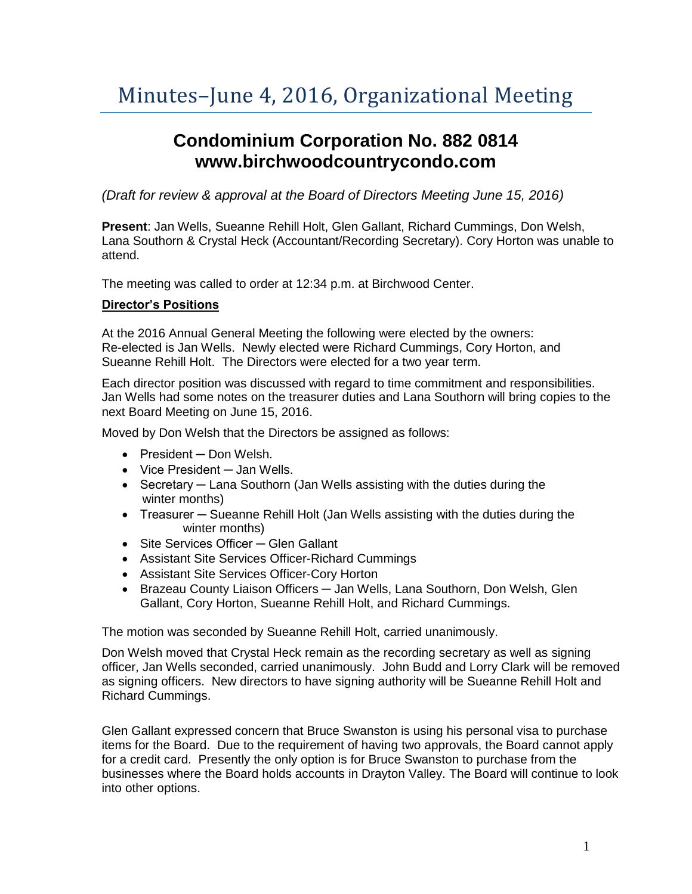# Minutes–June 4, 2016, Organizational Meeting

## Condominium Corporation No. 882 0814
## www.birchwoodcountrycondo.com

*(Draft for review & approval at the Board of Directors Meeting June 15, 2016)*

**Present**: Jan Wells, Sueanne Rehill Holt, Glen Gallant, Richard Cummings, Don Welsh, Lana Southorn & Crystal Heck (Accountant/Recording Secretary). Cory Horton was unable to attend.

The meeting was called to order at 12:34 p.m. at Birchwood Center.

**Director's Positions**

At the 2016 Annual General Meeting the following were elected by the owners:
Re-elected is Jan Wells. Newly elected were Richard Cummings, Cory Horton, and Sueanne Rehill Holt. The Directors were elected for a two year term.

Each director position was discussed with regard to time commitment and responsibilities. Jan Wells had some notes on the treasurer duties and Lana Southorn will bring copies to the next Board Meeting on June 15, 2016.

Moved by Don Welsh that the Directors be assigned as follows:

- President ─ Don Welsh.
- Vice President ─ Jan Wells.
- Secretary ─ Lana Southorn (Jan Wells assisting with the duties during the winter months)
- Treasurer ─ Sueanne Rehill Holt (Jan Wells assisting with the duties during the winter months)
- Site Services Officer ─ Glen Gallant
- Assistant Site Services Officer-Richard Cummings
- Assistant Site Services Officer-Cory Horton
- Brazeau County Liaison Officers ─ Jan Wells, Lana Southorn, Don Welsh, Glen Gallant, Cory Horton, Sueanne Rehill Holt, and Richard Cummings.

The motion was seconded by Sueanne Rehill Holt, carried unanimously.

Don Welsh moved that Crystal Heck remain as the recording secretary as well as signing officer, Jan Wells seconded, carried unanimously. John Budd and Lorry Clark will be removed as signing officers. New directors to have signing authority will be Sueanne Rehill Holt and Richard Cummings.

Glen Gallant expressed concern that Bruce Swanston is using his personal visa to purchase items for the Board. Due to the requirement of having two approvals, the Board cannot apply for a credit card. Presently the only option is for Bruce Swanston to purchase from the businesses where the Board holds accounts in Drayton Valley. The Board will continue to look into other options.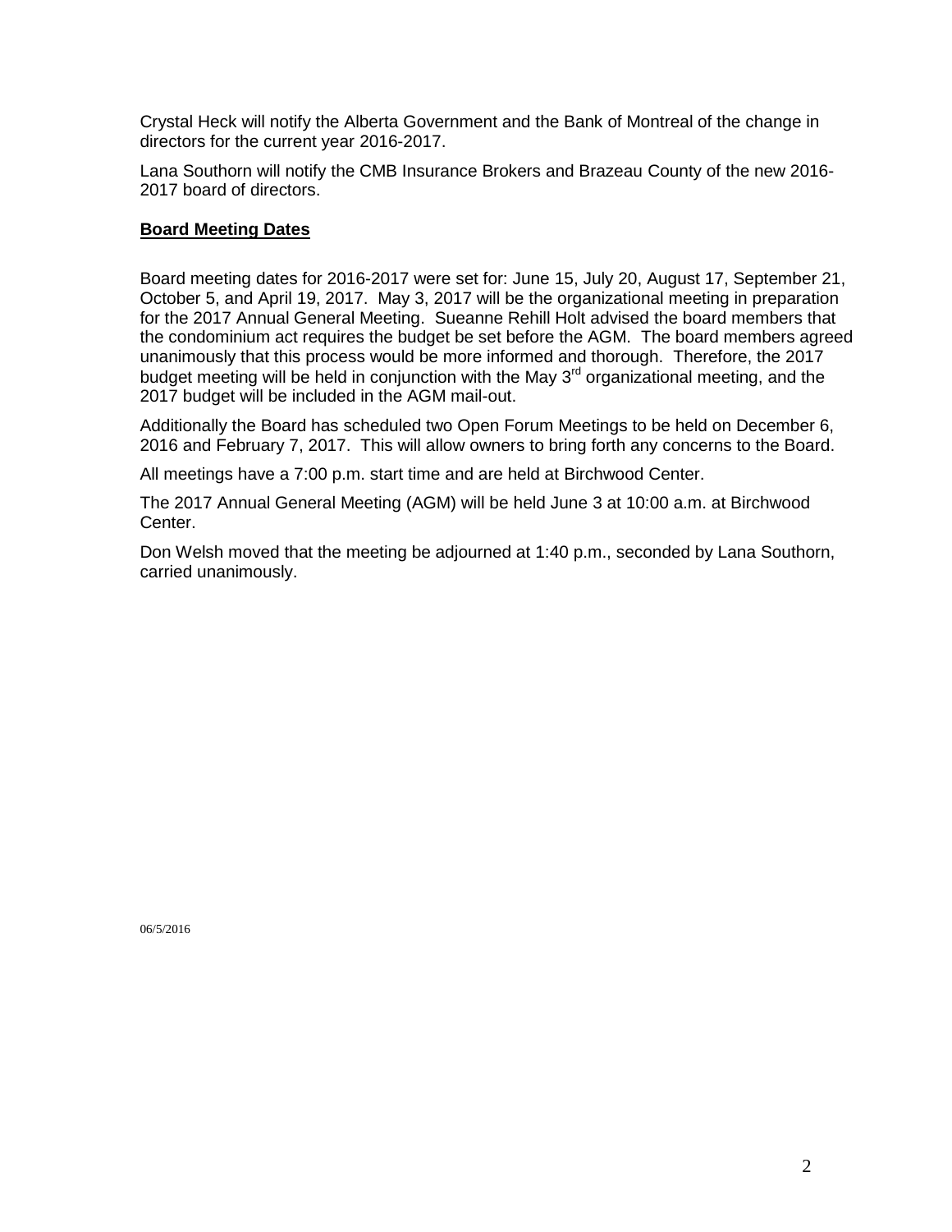Crystal Heck will notify the Alberta Government and the Bank of Montreal of the change in directors for the current year 2016-2017.

Lana Southorn will notify the CMB Insurance Brokers and Brazeau County of the new 2016-2017 board of directors.

**Board Meeting Dates**

Board meeting dates for 2016-2017 were set for: June 15, July 20, August 17, September 21, October 5, and April 19, 2017. May 3, 2017 will be the organizational meeting in preparation for the 2017 Annual General Meeting. Sueanne Rehill Holt advised the board members that the condominium act requires the budget be set before the AGM. The board members agreed unanimously that this process would be more informed and thorough. Therefore, the 2017 budget meeting will be held in conjunction with the May 3rd organizational meeting, and the 2017 budget will be included in the AGM mail-out.

Additionally the Board has scheduled two Open Forum Meetings to be held on December 6, 2016 and February 7, 2017. This will allow owners to bring forth any concerns to the Board.

All meetings have a 7:00 p.m. start time and are held at Birchwood Center.

The 2017 Annual General Meeting (AGM) will be held June 3 at 10:00 a.m. at Birchwood Center.

Don Welsh moved that the meeting be adjourned at 1:40 p.m., seconded by Lana Southorn, carried unanimously.

06/5/2016